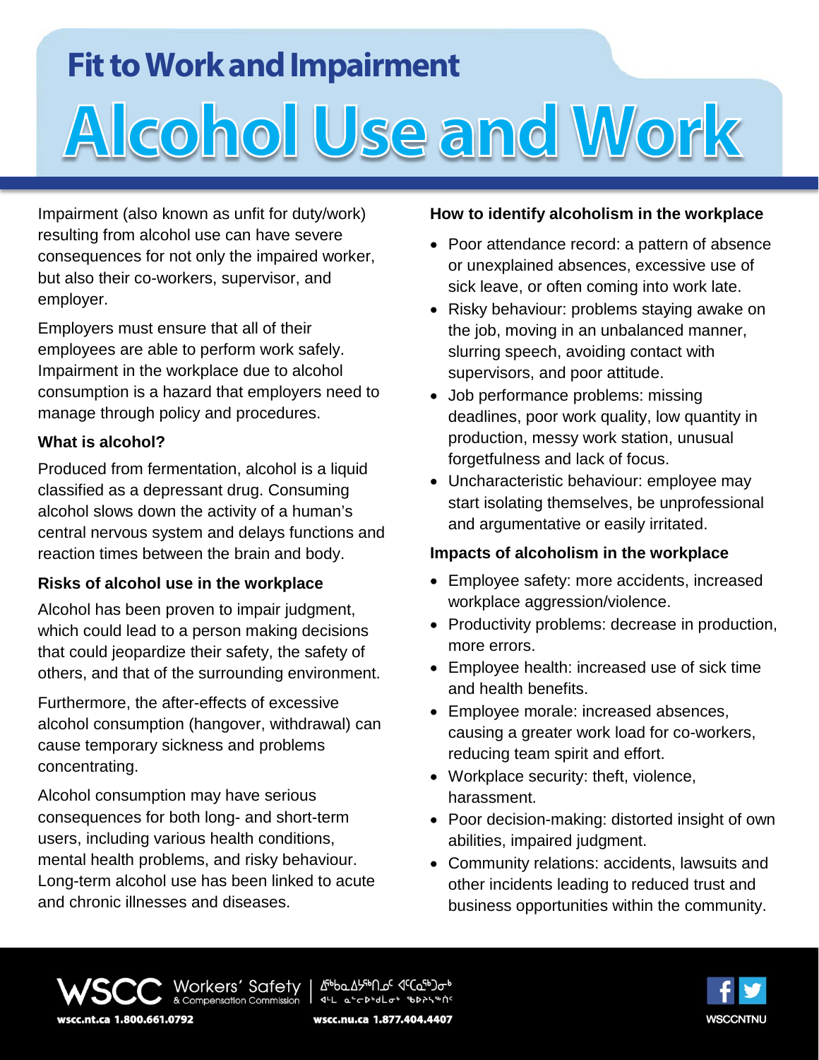# Fit to Work and Impairment

# Alcohol Use and Work

Impairment (also known as unfit for duty/work) resulting from alcohol use can have severe consequences for not only the impaired worker, but also their co-workers, supervisor, and employer.

Employers must ensure that all of their employees are able to perform work safely. Impairment in the workplace due to alcohol consumption is a hazard that employers need to manage through policy and procedures.

### What is alcohol?

Produced from fermentation, alcohol is a liquid classified as a depressant drug. Consuming alcohol slows down the activity of a human's central nervous system and delays functions and reaction times between the brain and body.

### Risks of alcohol use in the workplace

Alcohol has been proven to impair judgment, which could lead to a person making decisions that could jeopardize their safety, the safety of others, and that of the surrounding environment.

Furthermore, the after-effects of excessive alcohol consumption (hangover, withdrawal) can cause temporary sickness and problems concentrating.

Alcohol consumption may have serious consequences for both long- and short-term users, including various health conditions, mental health problems, and risky behaviour. Long-term alcohol use has been linked to acute and chronic illnesses and diseases.

### How to identify alcoholism in the workplace

- Poor attendance record: a pattern of absence or unexplained absences, excessive use of sick leave, or often coming into work late.
- Risky behaviour: problems staying awake on the job, moving in an unbalanced manner, slurring speech, avoiding contact with supervisors, and poor attitude.
- Job performance problems: missing deadlines, poor work quality, low quantity in production, messy work station, unusual forgetfulness and lack of focus.
- Uncharacteristic behaviour: employee may start isolating themselves, be unprofessional and argumentative or easily irritated.

### Impacts of alcoholism in the workplace

- Employee safety: more accidents, increased workplace aggression/violence.
- Productivity problems: decrease in production, more errors.
- Employee health: increased use of sick time and health benefits.
- Employee morale: increased absences, causing a greater work load for co-workers, reducing team spirit and effort.
- Workplace security: theft, violence, harassment.
- Poor decision-making: distorted insight of own abilities, impaired judgment.
- Community relations: accidents, lawsuits and other incidents leading to reduced trust and business opportunities within the community.

WSCC Workers' Safety & Compensation Commission | ᐃᖅᑲᐃᔭᖅᑎᓄᑦ ᐊᑦᑕᓇᖅᑐᓂᒃ ᐊᒻᒪ ᓇᖏᕐᓗᑕᐅᓂᖏᓐᓄᑦ ᖃᐅᔨᓴᖅᑎᑦ

wscc.nt.ca 1.800.661.0792 | wscc.nu.ca 1.877.404.4407 | WSCCNTNU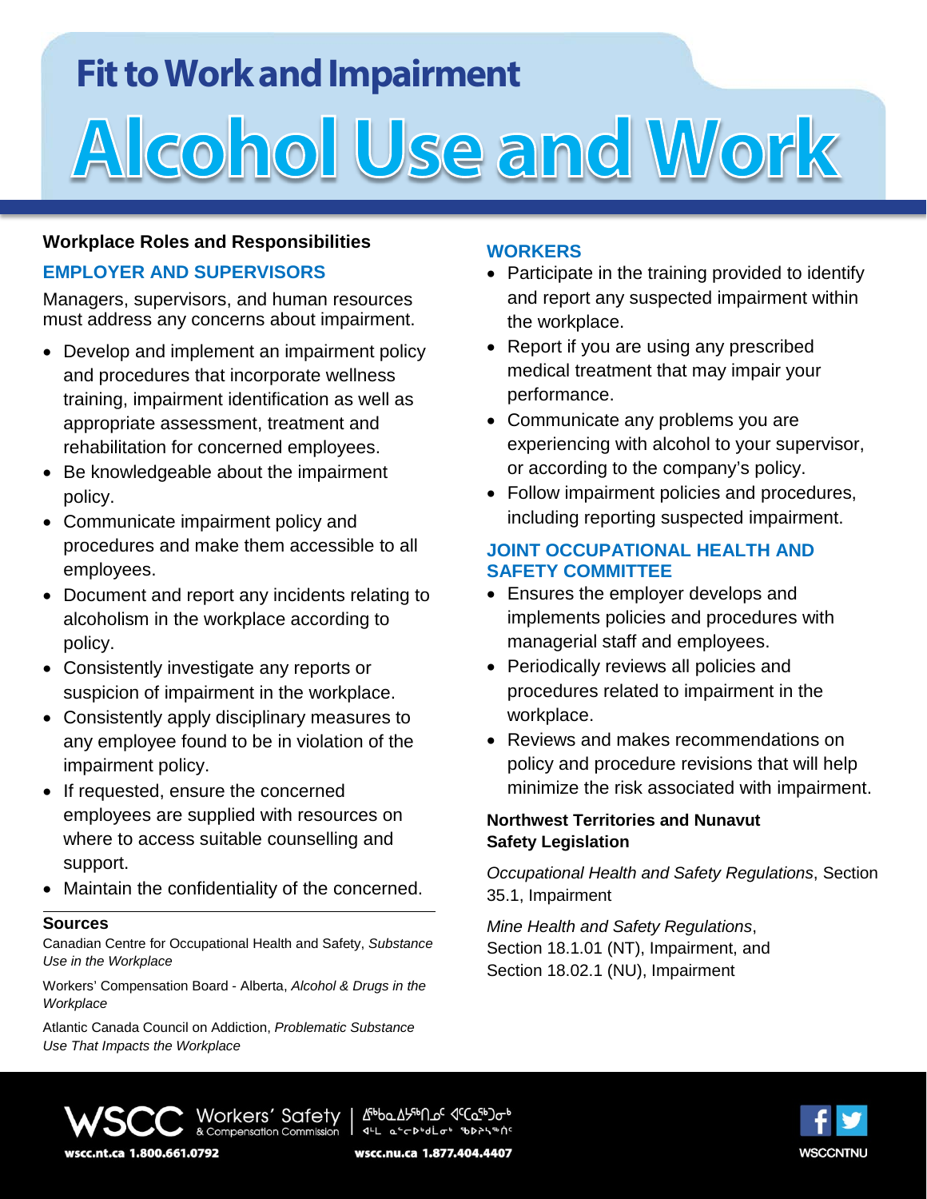# Fit to Work and Impairment

# Alcohol Use and Work

### Workplace Roles and Responsibilities

#### EMPLOYER AND SUPERVISORS

Managers, supervisors, and human resources must address any concerns about impairment.

- Develop and implement an impairment policy and procedures that incorporate wellness training, impairment identification as well as appropriate assessment, treatment and rehabilitation for concerned employees.
- Be knowledgeable about the impairment policy.
- Communicate impairment policy and procedures and make them accessible to all employees.
- Document and report any incidents relating to alcoholism in the workplace according to policy.
- Consistently investigate any reports or suspicion of impairment in the workplace.
- Consistently apply disciplinary measures to any employee found to be in violation of the impairment policy.
- If requested, ensure the concerned employees are supplied with resources on where to access suitable counselling and support.
- Maintain the confidentiality of the concerned.

#### Sources

Canadian Centre for Occupational Health and Safety, *Substance Use in the Workplace*

Workers' Compensation Board - Alberta, *Alcohol & Drugs in the Workplace*

Atlantic Canada Council on Addiction, *Problematic Substance Use That Impacts the Workplace*

#### WORKERS

- Participate in the training provided to identify and report any suspected impairment within the workplace.
- Report if you are using any prescribed medical treatment that may impair your performance.
- Communicate any problems you are experiencing with alcohol to your supervisor, or according to the company's policy.
- Follow impairment policies and procedures, including reporting suspected impairment.

#### JOINT OCCUPATIONAL HEALTH AND SAFETY COMMITTEE

- Ensures the employer develops and implements policies and procedures with managerial staff and employees.
- Periodically reviews all policies and procedures related to impairment in the workplace.
- Reviews and makes recommendations on policy and procedure revisions that will help minimize the risk associated with impairment.

#### Northwest Territories and Nunavut Safety Legislation

*Occupational Health and Safety Regulations*, Section 35.1, Impairment

*Mine Health and Safety Regulations*, Section 18.1.01 (NT), Impairment, and Section 18.02.1 (NU), Impairment

WSCC Workers' Safety & Compensation Commission

wscc.nt.ca 1.800.661.0792

wscc.nu.ca 1.877.404.4407

WSCCNTNU